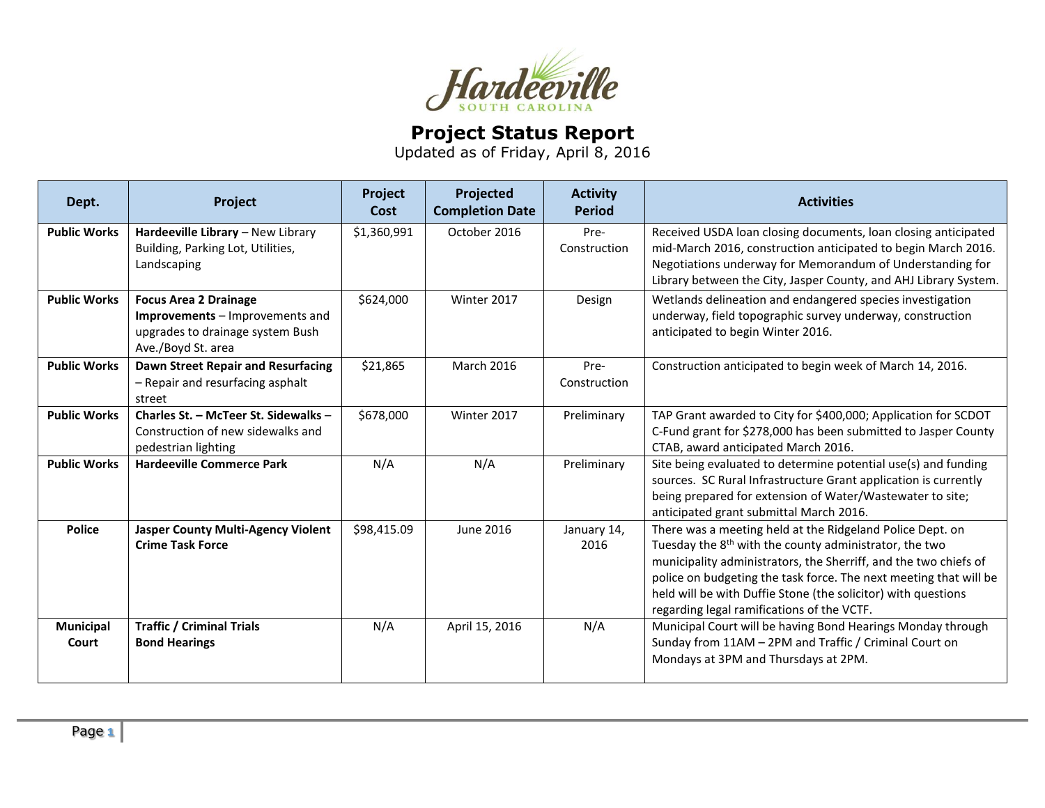Hardeeville
SOUTH CAROLINA

# Project Status Report

Updated as of Friday, April 8, 2016

| Dept. | Project | Project Cost | Projected Completion Date | Activity Period | Activities |
|---|---|---|---|---|---|
| **Public Works** | **Hardeeville Library** – New Library Building, Parking Lot, Utilities, Landscaping | $1,360,991 | October 2016 | Pre-Construction | Received USDA loan closing documents, loan closing anticipated mid-March 2016, construction anticipated to begin March 2016. Negotiations underway for Memorandum of Understanding for Library between the City, Jasper County, and AHJ Library System. |
| **Public Works** | **Focus Area 2 Drainage Improvements** – Improvements and upgrades to drainage system Bush Ave./Boyd St. area | $624,000 | Winter 2017 | Design | Wetlands delineation and endangered species investigation underway, field topographic survey underway, construction anticipated to begin Winter 2016. |
| **Public Works** | **Dawn Street Repair and Resurfacing** – Repair and resurfacing asphalt street | $21,865 | March 2016 | Pre-Construction | Construction anticipated to begin week of March 14, 2016. |
| **Public Works** | **Charles St. – McTeer St. Sidewalks** – Construction of new sidewalks and pedestrian lighting | $678,000 | Winter 2017 | Preliminary | TAP Grant awarded to City for $400,000; Application for SCDOT C-Fund grant for $278,000 has been submitted to Jasper County CTAB, award anticipated March 2016. |
| **Public Works** | **Hardeeville Commerce Park** | N/A | N/A | Preliminary | Site being evaluated to determine potential use(s) and funding sources. SC Rural Infrastructure Grant application is currently being prepared for extension of Water/Wastewater to site; anticipated grant submittal March 2016. |
| **Police** | **Jasper County Multi-Agency Violent Crime Task Force** | $98,415.09 | June 2016 | January 14, 2016 | There was a meeting held at the Ridgeland Police Dept. on Tuesday the 8th with the county administrator, the two municipality administrators, the Sherriff, and the two chiefs of police on budgeting the task force. The next meeting that will be held will be with Duffie Stone (the solicitor) with questions regarding legal ramifications of the VCTF. |
| **Municipal Court** | **Traffic / Criminal Trials Bond Hearings** | N/A | April 15, 2016 | N/A | Municipal Court will be having Bond Hearings Monday through Sunday from 11AM – 2PM and Traffic / Criminal Court on Mondays at 3PM and Thursdays at 2PM. |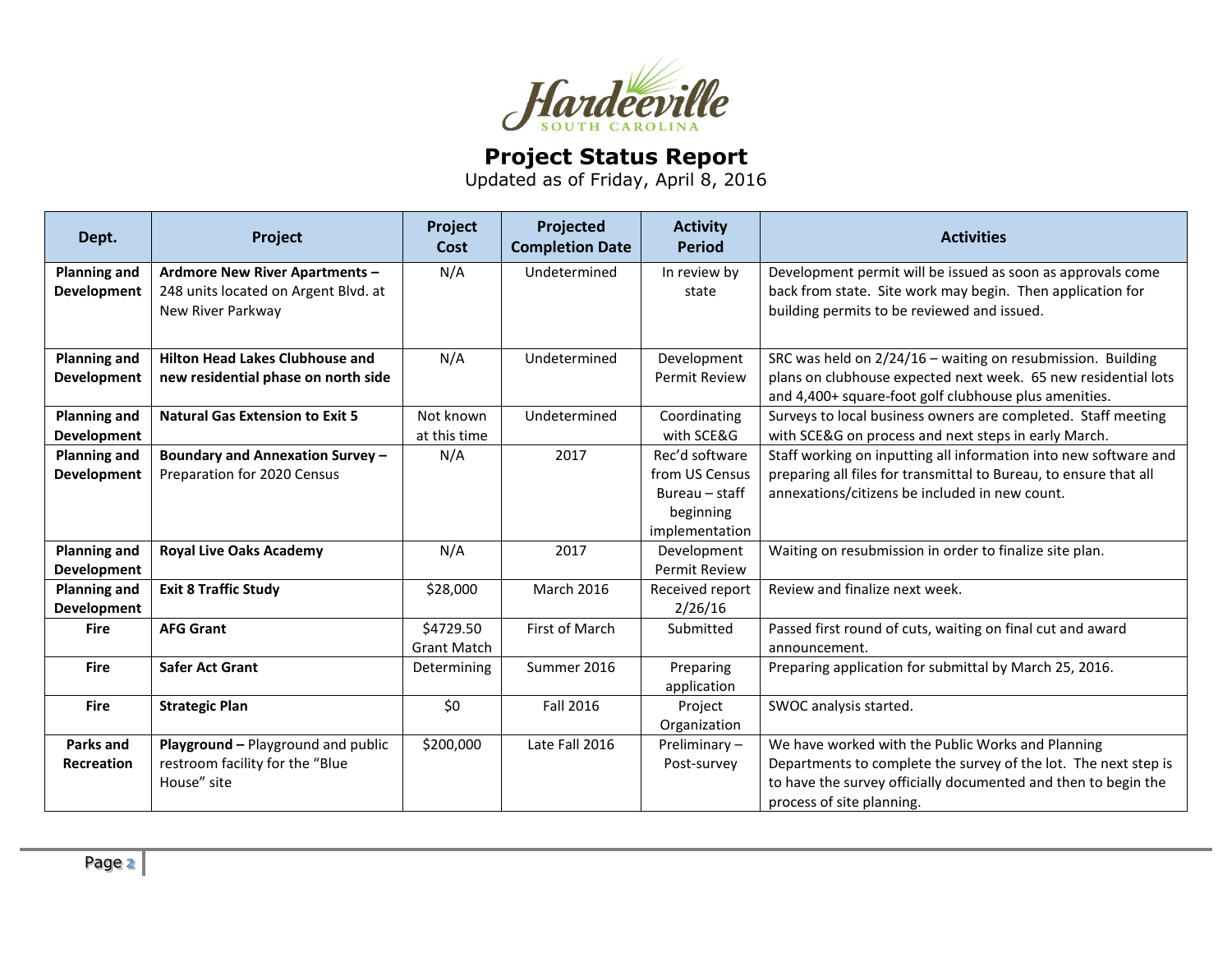Hardeeville

SOUTH CAROLINA

# Project Status Report

Updated as of Friday, April 8, 2016

| Dept. | Project | Project Cost | Projected Completion Date | Activity Period | Activities |
|---|---|---|---|---|---|
| **Planning and Development** | **Ardmore New River Apartments –** 248 units located on Argent Blvd. at New River Parkway | N/A | Undetermined | In review by state | Development permit will be issued as soon as approvals come back from state. Site work may begin. Then application for building permits to be reviewed and issued. |
| **Planning and Development** | **Hilton Head Lakes Clubhouse and new residential phase on north side** | N/A | Undetermined | Development Permit Review | SRC was held on 2/24/16 – waiting on resubmission. Building plans on clubhouse expected next week. 65 new residential lots and 4,400+ square-foot golf clubhouse plus amenities. |
| **Planning and Development** | **Natural Gas Extension to Exit 5** | Not known at this time | Undetermined | Coordinating with SCE&G | Surveys to local business owners are completed. Staff meeting with SCE&G on process and next steps in early March. |
| **Planning and Development** | **Boundary and Annexation Survey –** Preparation for 2020 Census | N/A | 2017 | Rec'd software from US Census Bureau – staff beginning implementation | Staff working on inputting all information into new software and preparing all files for transmittal to Bureau, to ensure that all annexations/citizens be included in new count. |
| **Planning and Development** | **Royal Live Oaks Academy** | N/A | 2017 | Development Permit Review | Waiting on resubmission in order to finalize site plan. |
| **Planning and Development** | **Exit 8 Traffic Study** | $28,000 | March 2016 | Received report 2/26/16 | Review and finalize next week. |
| **Fire** | **AFG Grant** | $4729.50 Grant Match | First of March | Submitted | Passed first round of cuts, waiting on final cut and award announcement. |
| **Fire** | **Safer Act Grant** | Determining | Summer 2016 | Preparing application | Preparing application for submittal by March 25, 2016. |
| **Fire** | **Strategic Plan** | $0 | Fall 2016 | Project Organization | SWOC analysis started. |
| **Parks and Recreation** | **Playground –** Playground and public restroom facility for the "Blue House" site | $200,000 | Late Fall 2016 | Preliminary – Post-survey | We have worked with the Public Works and Planning Departments to complete the survey of the lot. The next step is to have the survey officially documented and then to begin the process of site planning. |